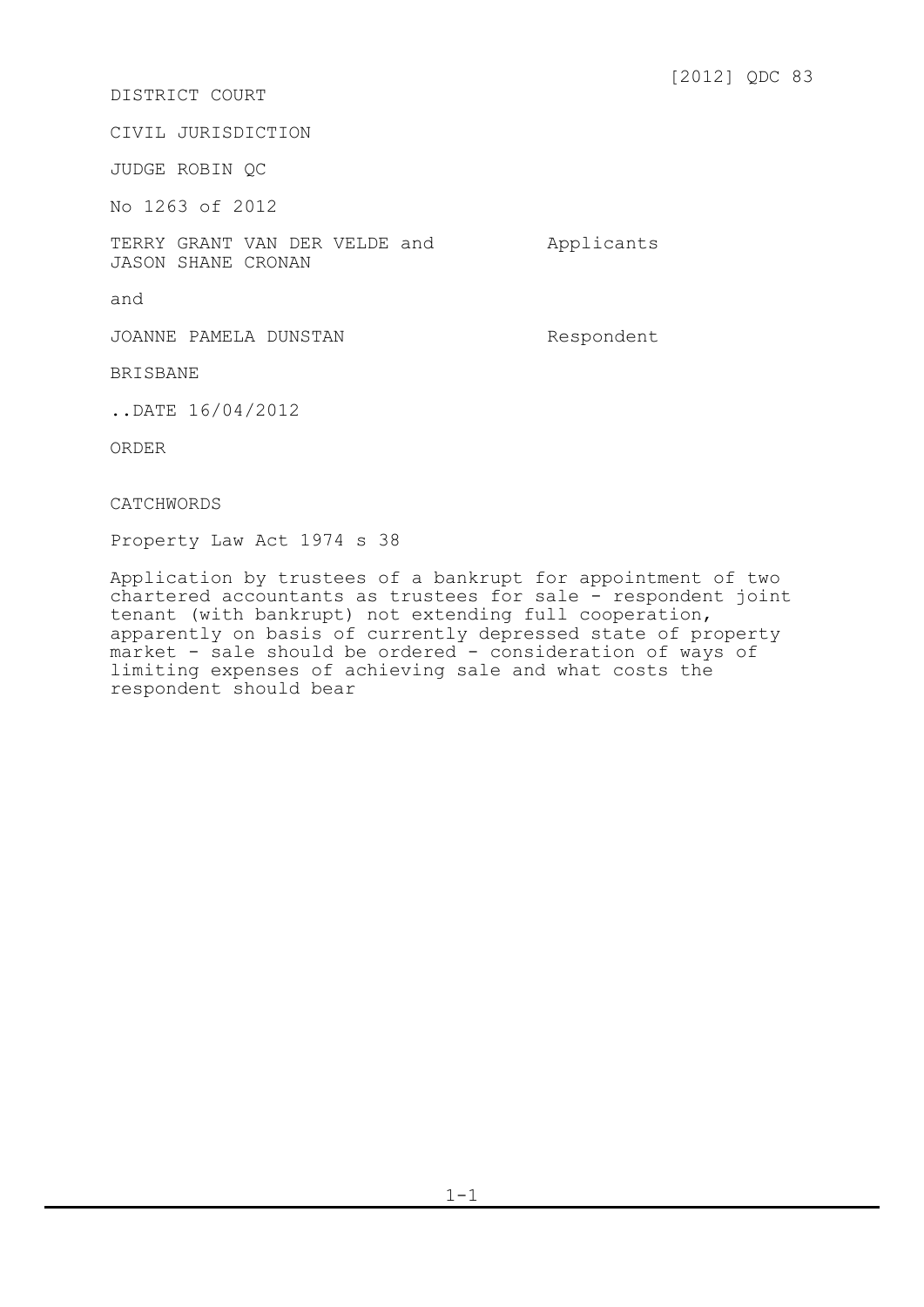[2012] QDC 83

DISTRICT COURT

CIVIL JURISDICTION

JUDGE ROBIN QC

No 1263 of 2012

| | |
|---|---|
| TERRY GRANT VAN DER VELDE and JASON SHANE CRONAN | Applicants |
| and | |
| JOANNE PAMELA DUNSTAN | Respondent |

BRISBANE

..DATE 16/04/2012

ORDER

CATCHWORDS

Property Law Act 1974 s 38

Application by trustees of a bankrupt for appointment of two chartered accountants as trustees for sale - respondent joint tenant (with bankrupt) not extending full cooperation, apparently on basis of currently depressed state of property market - sale should be ordered - consideration of ways of limiting expenses of achieving sale and what costs the respondent should bear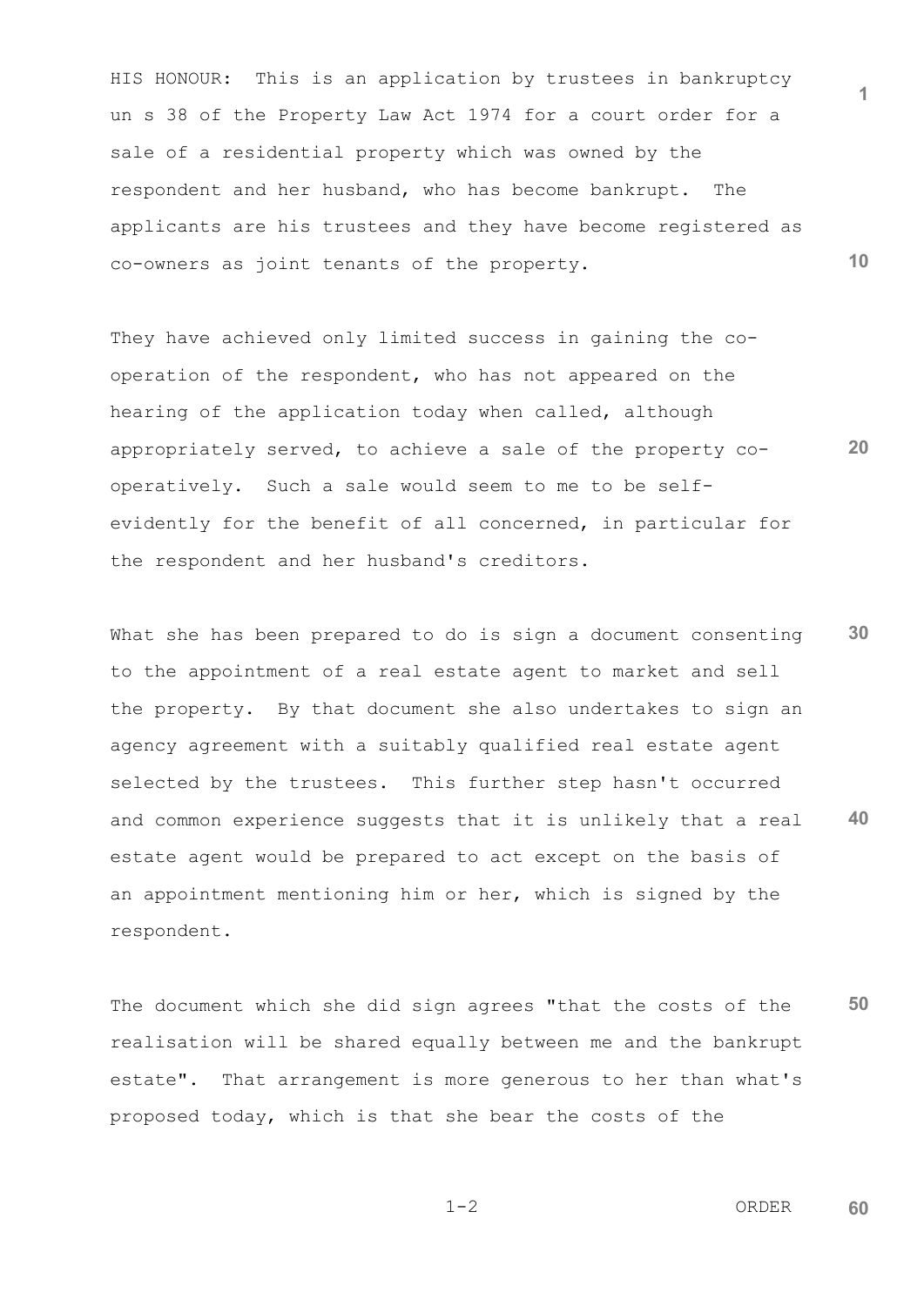HIS HONOUR: This is an application by trustees in bankruptcy un s 38 of the Property Law Act 1974 for a court order for a sale of a residential property which was owned by the respondent and her husband, who has become bankrupt. The applicants are his trustees and they have become registered as co-owners as joint tenants of the property.

They have achieved only limited success in gaining the co-operation of the respondent, who has not appeared on the hearing of the application today when called, although appropriately served, to achieve a sale of the property co-operatively. Such a sale would seem to me to be self-evidently for the benefit of all concerned, in particular for the respondent and her husband's creditors.

What she has been prepared to do is sign a document consenting to the appointment of a real estate agent to market and sell the property. By that document she also undertakes to sign an agency agreement with a suitably qualified real estate agent selected by the trustees. This further step hasn't occurred and common experience suggests that it is unlikely that a real estate agent would be prepared to act except on the basis of an appointment mentioning him or her, which is signed by the respondent.

The document which she did sign agrees "that the costs of the realisation will be shared equally between me and the bankrupt estate". That arrangement is more generous to her than what's proposed today, which is that she bear the costs of the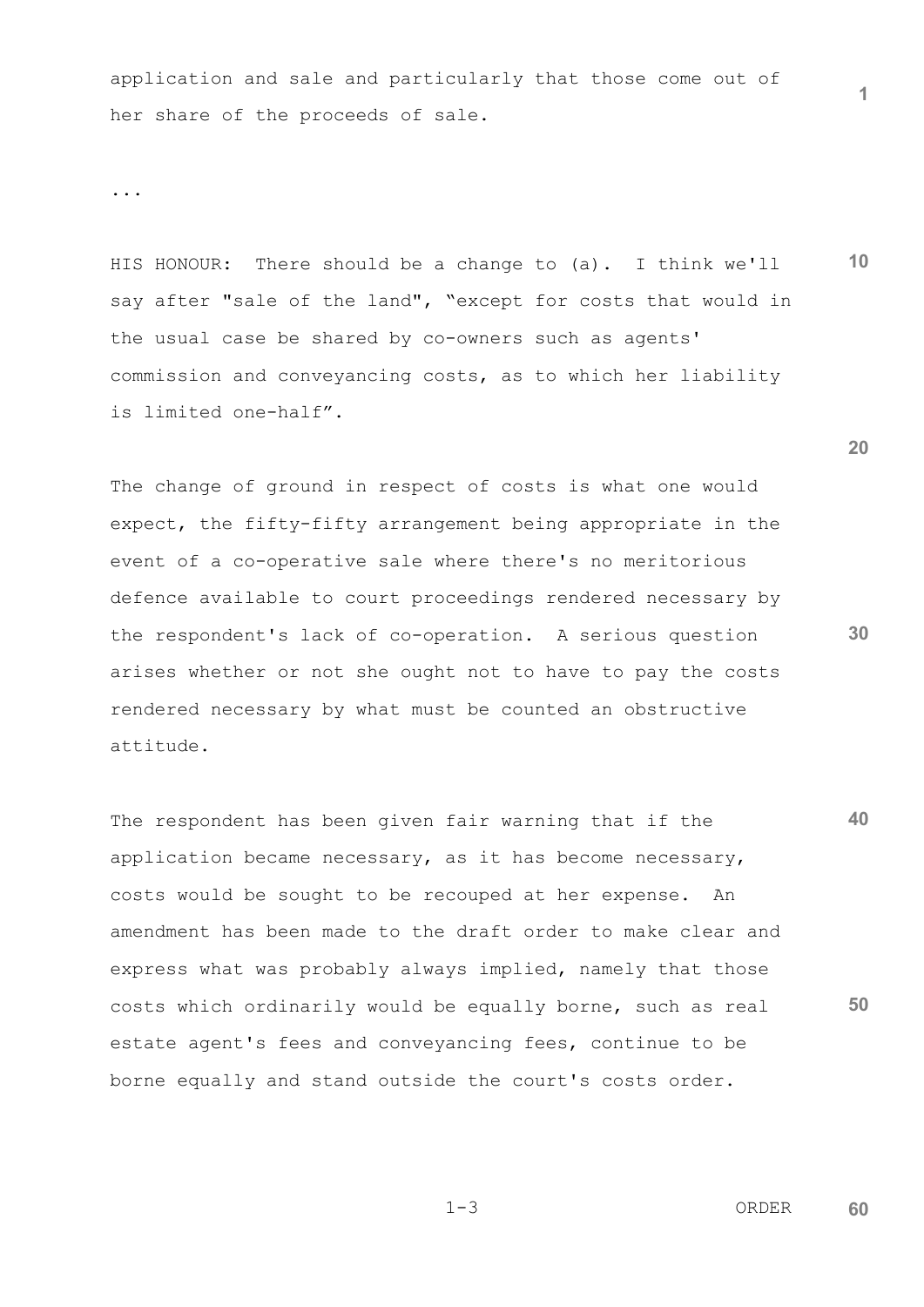application and sale and particularly that those come out of her share of the proceeds of sale.

...

HIS HONOUR: There should be a change to (a). I think we'll say after "sale of the land", "except for costs that would in the usual case be shared by co-owners such as agents' commission and conveyancing costs, as to which her liability is limited one-half".

The change of ground in respect of costs is what one would expect, the fifty-fifty arrangement being appropriate in the event of a co-operative sale where there's no meritorious defence available to court proceedings rendered necessary by the respondent's lack of co-operation. A serious question arises whether or not she ought not to have to pay the costs rendered necessary by what must be counted an obstructive attitude.

The respondent has been given fair warning that if the application became necessary, as it has become necessary, costs would be sought to be recouped at her expense. An amendment has been made to the draft order to make clear and express what was probably always implied, namely that those costs which ordinarily would be equally borne, such as real estate agent's fees and conveyancing fees, continue to be borne equally and stand outside the court's costs order.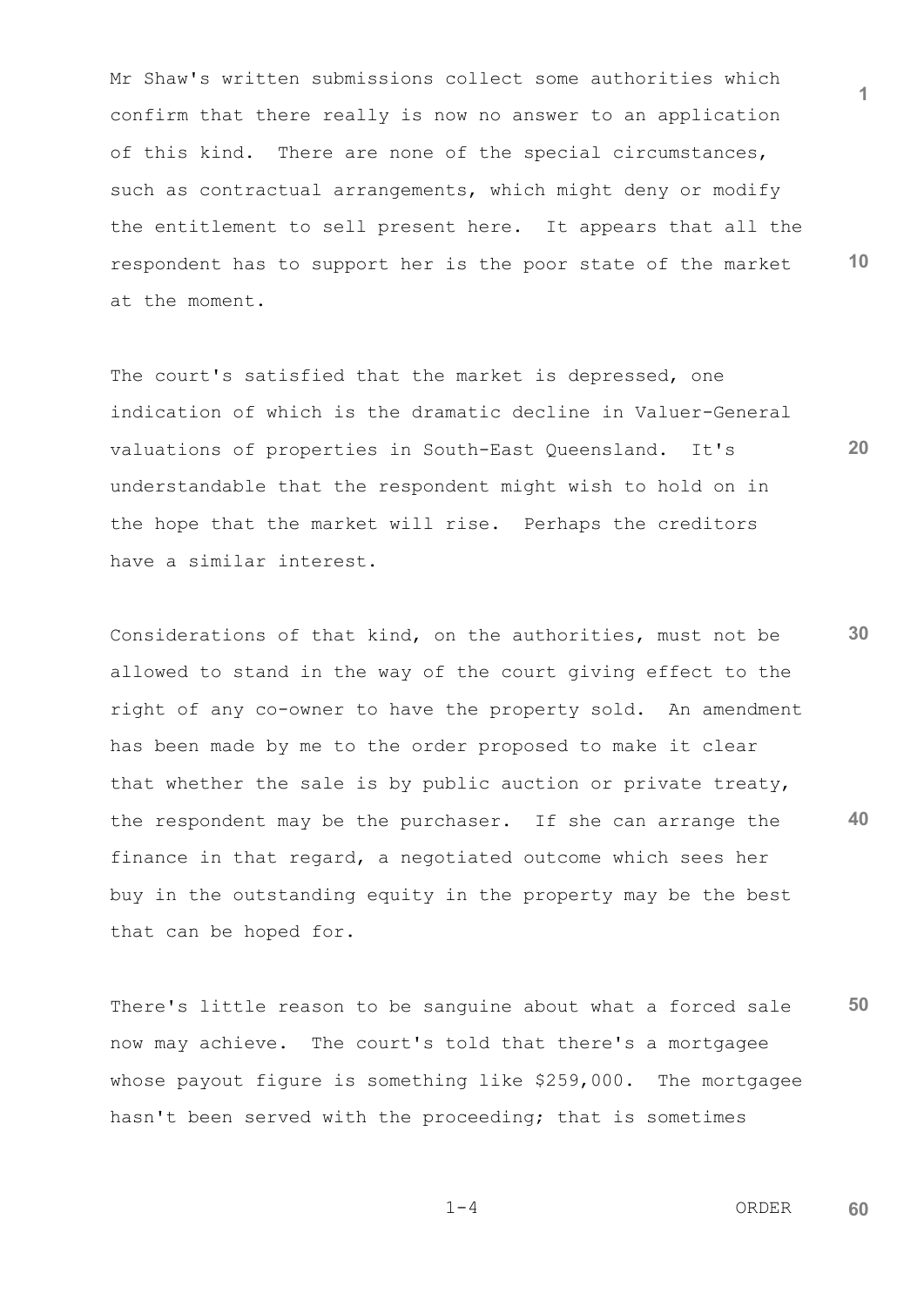Mr Shaw's written submissions collect some authorities which confirm that there really is now no answer to an application of this kind. There are none of the special circumstances, such as contractual arrangements, which might deny or modify the entitlement to sell present here. It appears that all the respondent has to support her is the poor state of the market at the moment.

The court's satisfied that the market is depressed, one indication of which is the dramatic decline in Valuer-General valuations of properties in South-East Queensland. It's understandable that the respondent might wish to hold on in the hope that the market will rise. Perhaps the creditors have a similar interest.

Considerations of that kind, on the authorities, must not be allowed to stand in the way of the court giving effect to the right of any co-owner to have the property sold. An amendment has been made by me to the order proposed to make it clear that whether the sale is by public auction or private treaty, the respondent may be the purchaser. If she can arrange the finance in that regard, a negotiated outcome which sees her buy in the outstanding equity in the property may be the best that can be hoped for.

There's little reason to be sanguine about what a forced sale now may achieve. The court's told that there's a mortgagee whose payout figure is something like $259,000. The mortgagee hasn't been served with the proceeding; that is sometimes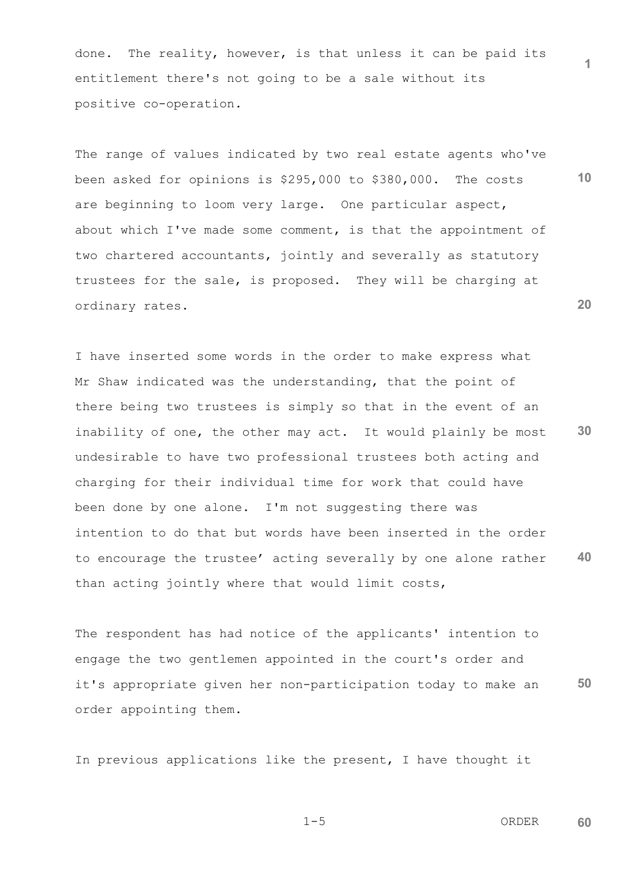done. The reality, however, is that unless it can be paid its entitlement there's not going to be a sale without its positive co-operation.

The range of values indicated by two real estate agents who've been asked for opinions is $295,000 to $380,000. The costs are beginning to loom very large. One particular aspect, about which I've made some comment, is that the appointment of two chartered accountants, jointly and severally as statutory trustees for the sale, is proposed. They will be charging at ordinary rates.

I have inserted some words in the order to make express what Mr Shaw indicated was the understanding, that the point of there being two trustees is simply so that in the event of an inability of one, the other may act. It would plainly be most undesirable to have two professional trustees both acting and charging for their individual time for work that could have been done by one alone. I'm not suggesting there was intention to do that but words have been inserted in the order to encourage the trustee' acting severally by one alone rather than acting jointly where that would limit costs,

The respondent has had notice of the applicants' intention to engage the two gentlemen appointed in the court's order and it's appropriate given her non-participation today to make an order appointing them.

In previous applications like the present, I have thought it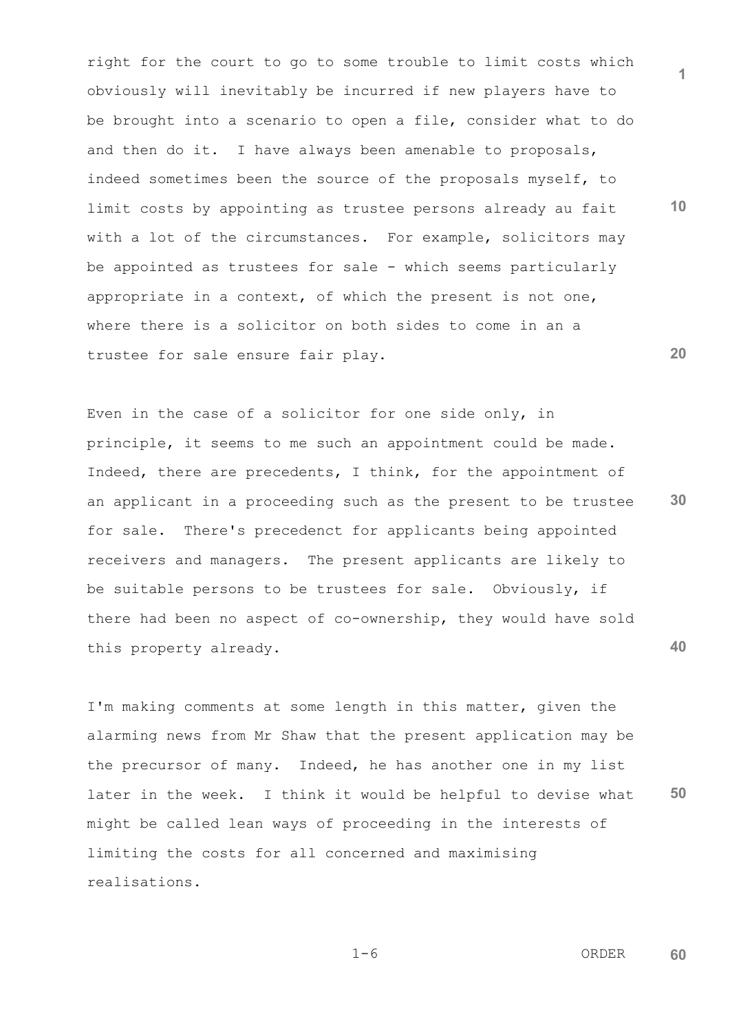right for the court to go to some trouble to limit costs which obviously will inevitably be incurred if new players have to be brought into a scenario to open a file, consider what to do and then do it. I have always been amenable to proposals, indeed sometimes been the source of the proposals myself, to limit costs by appointing as trustee persons already au fait with a lot of the circumstances. For example, solicitors may be appointed as trustees for sale - which seems particularly appropriate in a context, of which the present is not one, where there is a solicitor on both sides to come in an a trustee for sale ensure fair play.

Even in the case of a solicitor for one side only, in principle, it seems to me such an appointment could be made. Indeed, there are precedents, I think, for the appointment of an applicant in a proceeding such as the present to be trustee for sale. There's precedenct for applicants being appointed receivers and managers. The present applicants are likely to be suitable persons to be trustees for sale. Obviously, if there had been no aspect of co-ownership, they would have sold this property already.

I'm making comments at some length in this matter, given the alarming news from Mr Shaw that the present application may be the precursor of many. Indeed, he has another one in my list later in the week. I think it would be helpful to devise what might be called lean ways of proceeding in the interests of limiting the costs for all concerned and maximising realisations.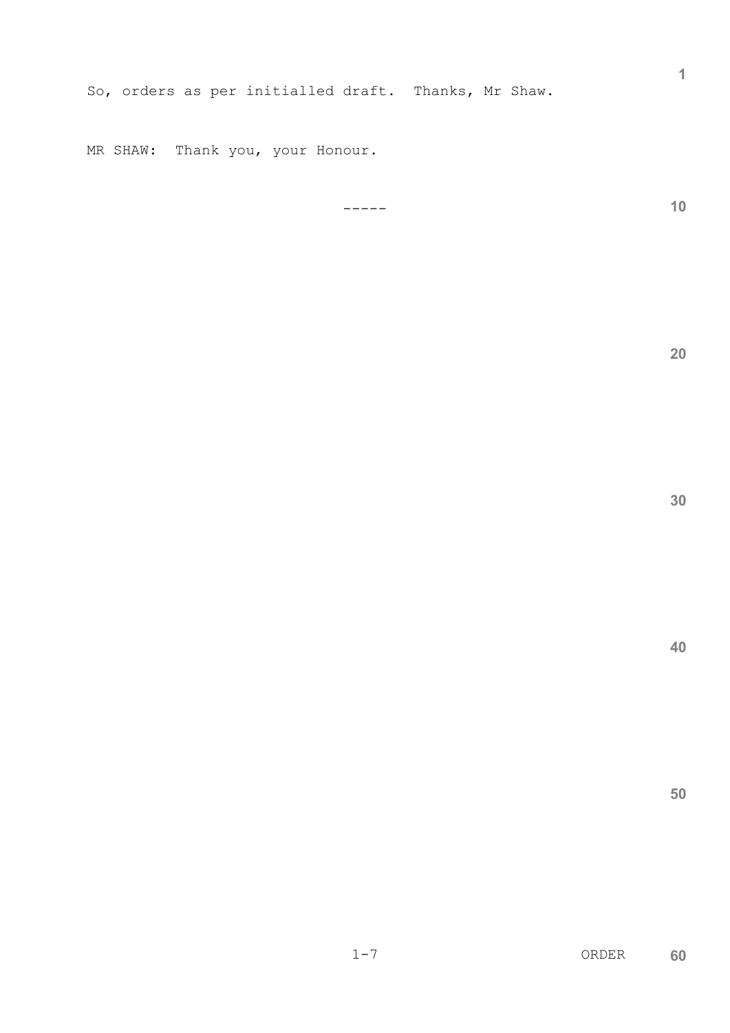So, orders as per initialled draft. Thanks, Mr Shaw.

MR SHAW: Thank you, your Honour.

-----